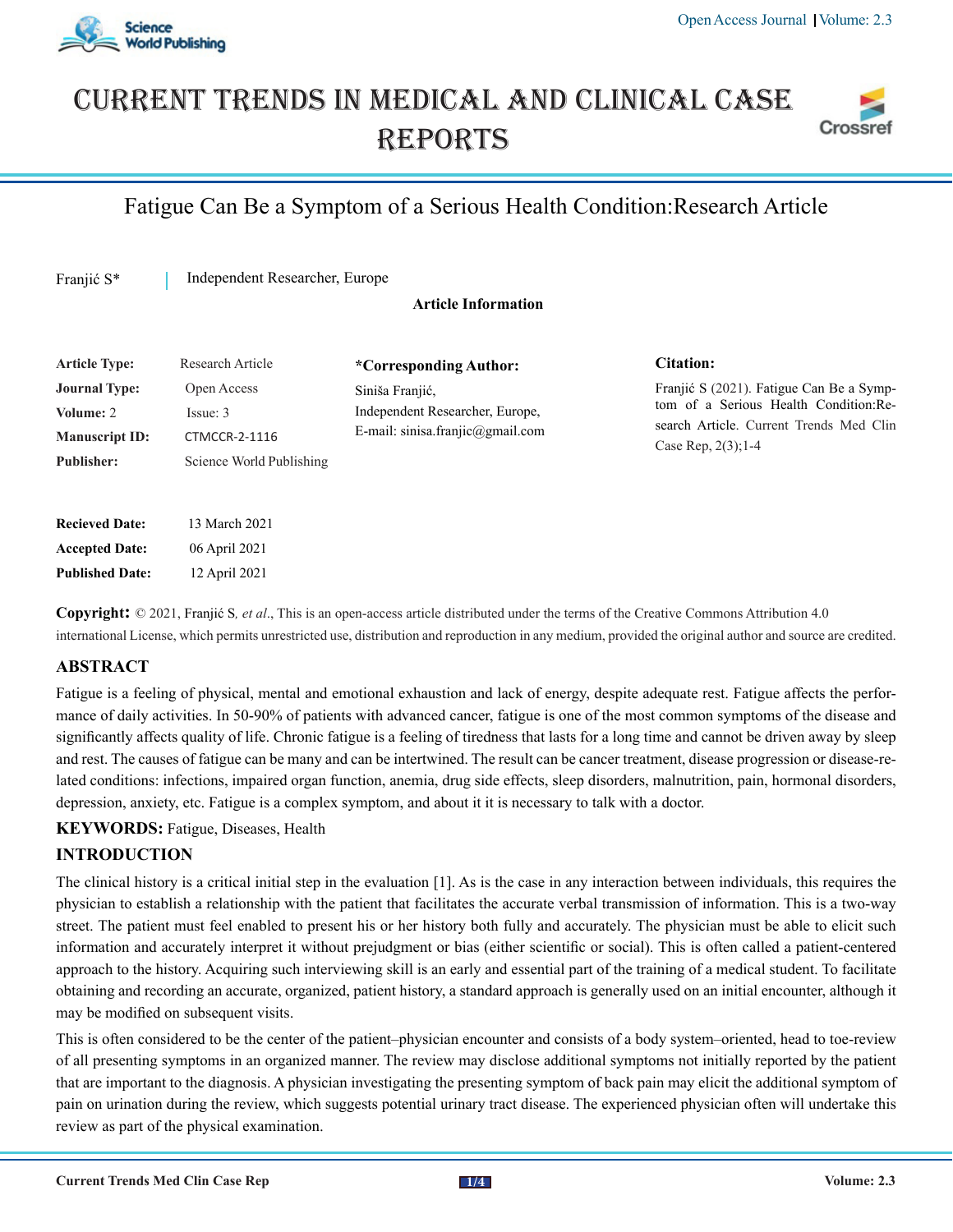# Fatigue Can Be a Symptom of a Serious Health Condition:Research Article

Franjić S* | Independent Researcher, Europe

**Article Information**

| | |
|---|---|
| **Article Type:** | Research Article |
| **Journal Type:** | Open Access |
| **Volume:** 2 | Issue: 3 |
| **Manuscript ID:** | CTMCCR-2-1116 |
| **Publisher:** | Science World Publishing |

**\*Corresponding Author:**
Siniša Franjić,
Independent Researcher, Europe,
E-mail: sinisa.franjic@gmail.com

**Citation:**
Franjić S (2021). Fatigue Can Be a Symptom of a Serious Health Condition:Research Article. Current Trends Med Clin Case Rep, 2(3);1-4

| | |
|---|---|
| **Recieved Date:** | 13 March 2021 |
| **Accepted Date:** | 06 April 2021 |
| **Published Date:** | 12 April 2021 |

**Copyright:** © 2021, Franjić S, *et al*., This is an open-access article distributed under the terms of the Creative Commons Attribution 4.0 international License, which permits unrestricted use, distribution and reproduction in any medium, provided the original author and source are credited.

## ABSTRACT

Fatigue is a feeling of physical, mental and emotional exhaustion and lack of energy, despite adequate rest. Fatigue affects the performance of daily activities. In 50-90% of patients with advanced cancer, fatigue is one of the most common symptoms of the disease and significantly affects quality of life. Chronic fatigue is a feeling of tiredness that lasts for a long time and cannot be driven away by sleep and rest. The causes of fatigue can be many and can be intertwined. The result can be cancer treatment, disease progression or disease-related conditions: infections, impaired organ function, anemia, drug side effects, sleep disorders, malnutrition, pain, hormonal disorders, depression, anxiety, etc. Fatigue is a complex symptom, and about it it is necessary to talk with a doctor.

**KEYWORDS:** Fatigue, Diseases, Health

## INTRODUCTION

The clinical history is a critical initial step in the evaluation [1]. As is the case in any interaction between individuals, this requires the physician to establish a relationship with the patient that facilitates the accurate verbal transmission of information. This is a two-way street. The patient must feel enabled to present his or her history both fully and accurately. The physician must be able to elicit such information and accurately interpret it without prejudgment or bias (either scientific or social). This is often called a patient-centered approach to the history. Acquiring such interviewing skill is an early and essential part of the training of a medical student. To facilitate obtaining and recording an accurate, organized, patient history, a standard approach is generally used on an initial encounter, although it may be modified on subsequent visits.

This is often considered to be the center of the patient–physician encounter and consists of a body system–oriented, head to toe-review of all presenting symptoms in an organized manner. The review may disclose additional symptoms not initially reported by the patient that are important to the diagnosis. A physician investigating the presenting symptom of back pain may elicit the additional symptom of pain on urination during the review, which suggests potential urinary tract disease. The experienced physician often will undertake this review as part of the physical examination.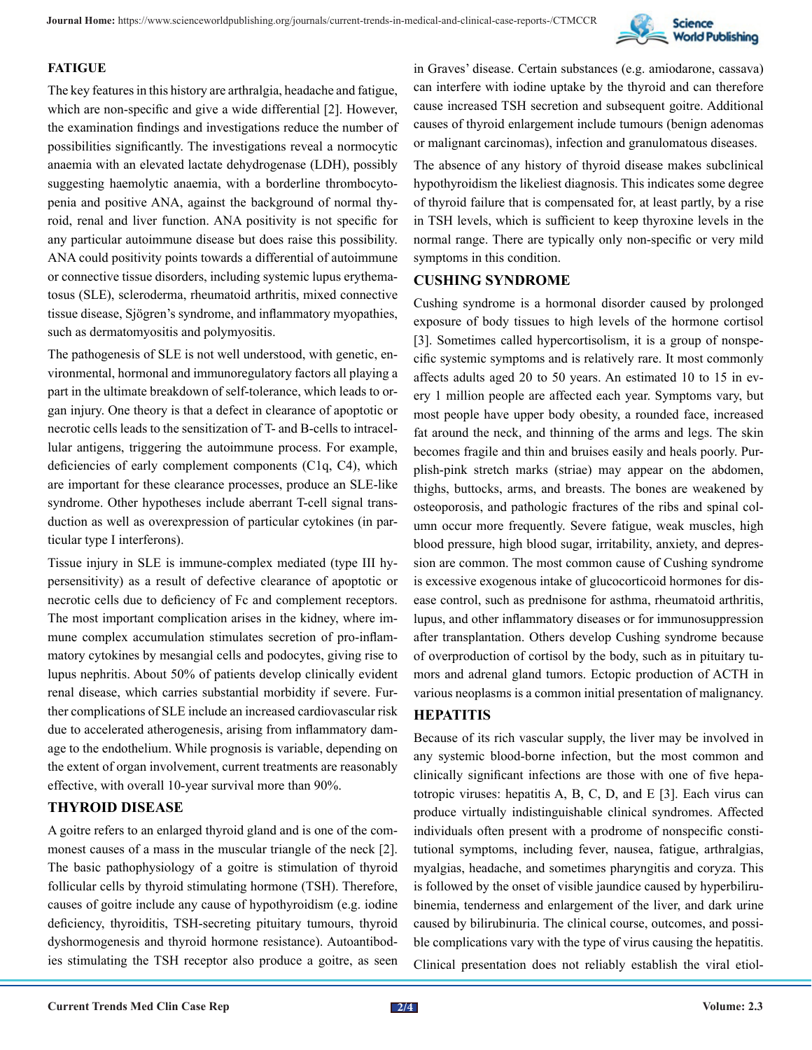## FATIGUE

The key features in this history are arthralgia, headache and fatigue, which are non-specific and give a wide differential [2]. However, the examination findings and investigations reduce the number of possibilities significantly. The investigations reveal a normocytic anaemia with an elevated lactate dehydrogenase (LDH), possibly suggesting haemolytic anaemia, with a borderline thrombocytopenia and positive ANA, against the background of normal thyroid, renal and liver function. ANA positivity is not specific for any particular autoimmune disease but does raise this possibility. ANA could positivity points towards a differential of autoimmune or connective tissue disorders, including systemic lupus erythematosus (SLE), scleroderma, rheumatoid arthritis, mixed connective tissue disease, Sjögren's syndrome, and inflammatory myopathies, such as dermatomyositis and polymyositis.

The pathogenesis of SLE is not well understood, with genetic, environmental, hormonal and immunoregulatory factors all playing a part in the ultimate breakdown of self-tolerance, which leads to organ injury. One theory is that a defect in clearance of apoptotic or necrotic cells leads to the sensitization of T- and B-cells to intracellular antigens, triggering the autoimmune process. For example, deficiencies of early complement components (C1q, C4), which are important for these clearance processes, produce an SLE-like syndrome. Other hypotheses include aberrant T-cell signal transduction as well as overexpression of particular cytokines (in particular type I interferons).

Tissue injury in SLE is immune-complex mediated (type III hypersensitivity) as a result of defective clearance of apoptotic or necrotic cells due to deficiency of Fc and complement receptors. The most important complication arises in the kidney, where immune complex accumulation stimulates secretion of pro-inflammatory cytokines by mesangial cells and podocytes, giving rise to lupus nephritis. About 50% of patients develop clinically evident renal disease, which carries substantial morbidity if severe. Further complications of SLE include an increased cardiovascular risk due to accelerated atherogenesis, arising from inflammatory damage to the endothelium. While prognosis is variable, depending on the extent of organ involvement, current treatments are reasonably effective, with overall 10-year survival more than 90%.

## THYROID DISEASE

A goitre refers to an enlarged thyroid gland and is one of the commonest causes of a mass in the muscular triangle of the neck [2]. The basic pathophysiology of a goitre is stimulation of thyroid follicular cells by thyroid stimulating hormone (TSH). Therefore, causes of goitre include any cause of hypothyroidism (e.g. iodine deficiency, thyroiditis, TSH-secreting pituitary tumours, thyroid dyshormogenesis and thyroid hormone resistance). Autoantibodies stimulating the TSH receptor also produce a goitre, as seen in Graves' disease. Certain substances (e.g. amiodarone, cassava) can interfere with iodine uptake by the thyroid and can therefore cause increased TSH secretion and subsequent goitre. Additional causes of thyroid enlargement include tumours (benign adenomas or malignant carcinomas), infection and granulomatous diseases.

The absence of any history of thyroid disease makes subclinical hypothyroidism the likeliest diagnosis. This indicates some degree of thyroid failure that is compensated for, at least partly, by a rise in TSH levels, which is sufficient to keep thyroxine levels in the normal range. There are typically only non-specific or very mild symptoms in this condition.

## CUSHING SYNDROME

Cushing syndrome is a hormonal disorder caused by prolonged exposure of body tissues to high levels of the hormone cortisol [3]. Sometimes called hypercortisolism, it is a group of nonspecific systemic symptoms and is relatively rare. It most commonly affects adults aged 20 to 50 years. An estimated 10 to 15 in every 1 million people are affected each year. Symptoms vary, but most people have upper body obesity, a rounded face, increased fat around the neck, and thinning of the arms and legs. The skin becomes fragile and thin and bruises easily and heals poorly. Purplish-pink stretch marks (striae) may appear on the abdomen, thighs, buttocks, arms, and breasts. The bones are weakened by osteoporosis, and pathologic fractures of the ribs and spinal column occur more frequently. Severe fatigue, weak muscles, high blood pressure, high blood sugar, irritability, anxiety, and depression are common. The most common cause of Cushing syndrome is excessive exogenous intake of glucocorticoid hormones for disease control, such as prednisone for asthma, rheumatoid arthritis, lupus, and other inflammatory diseases or for immunosuppression after transplantation. Others develop Cushing syndrome because of overproduction of cortisol by the body, such as in pituitary tumors and adrenal gland tumors. Ectopic production of ACTH in various neoplasms is a common initial presentation of malignancy.

## HEPATITIS

Because of its rich vascular supply, the liver may be involved in any systemic blood-borne infection, but the most common and clinically significant infections are those with one of five hepatotropic viruses: hepatitis A, B, C, D, and E [3]. Each virus can produce virtually indistinguishable clinical syndromes. Affected individuals often present with a prodrome of nonspecific constitutional symptoms, including fever, nausea, fatigue, arthralgias, myalgias, headache, and sometimes pharyngitis and coryza. This is followed by the onset of visible jaundice caused by hyperbilirubinemia, tenderness and enlargement of the liver, and dark urine caused by bilirubinuria. The clinical course, outcomes, and possible complications vary with the type of virus causing the hepatitis.

Clinical presentation does not reliably establish the viral etiol-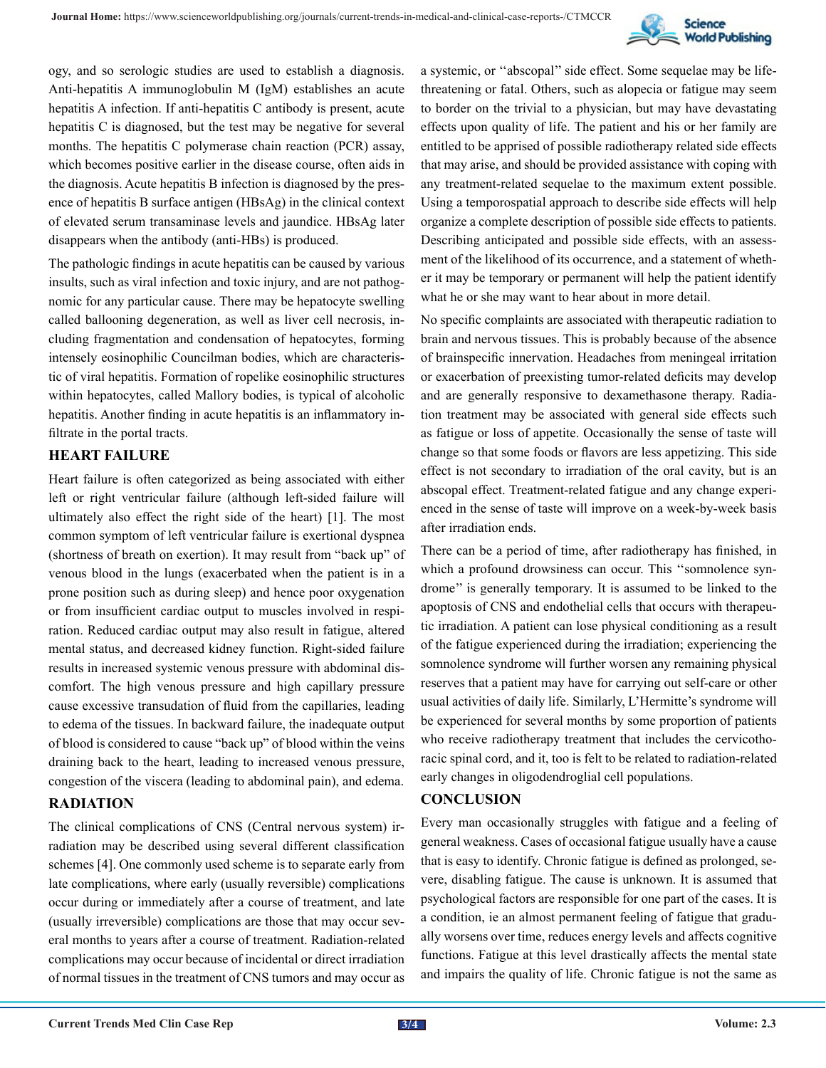ogy, and so serologic studies are used to establish a diagnosis. Anti-hepatitis A immunoglobulin M (IgM) establishes an acute hepatitis A infection. If anti-hepatitis C antibody is present, acute hepatitis C is diagnosed, but the test may be negative for several months. The hepatitis C polymerase chain reaction (PCR) assay, which becomes positive earlier in the disease course, often aids in the diagnosis. Acute hepatitis B infection is diagnosed by the presence of hepatitis B surface antigen (HBsAg) in the clinical context of elevated serum transaminase levels and jaundice. HBsAg later disappears when the antibody (anti-HBs) is produced.

The pathologic findings in acute hepatitis can be caused by various insults, such as viral infection and toxic injury, and are not pathognomic for any particular cause. There may be hepatocyte swelling called ballooning degeneration, as well as liver cell necrosis, including fragmentation and condensation of hepatocytes, forming intensely eosinophilic Councilman bodies, which are characteristic of viral hepatitis. Formation of ropelike eosinophilic structures within hepatocytes, called Mallory bodies, is typical of alcoholic hepatitis. Another finding in acute hepatitis is an inflammatory infiltrate in the portal tracts.

## HEART FAILURE

Heart failure is often categorized as being associated with either left or right ventricular failure (although left-sided failure will ultimately also effect the right side of the heart) [1]. The most common symptom of left ventricular failure is exertional dyspnea (shortness of breath on exertion). It may result from "back up" of venous blood in the lungs (exacerbated when the patient is in a prone position such as during sleep) and hence poor oxygenation or from insufficient cardiac output to muscles involved in respiration. Reduced cardiac output may also result in fatigue, altered mental status, and decreased kidney function. Right-sided failure results in increased systemic venous pressure with abdominal discomfort. The high venous pressure and high capillary pressure cause excessive transudation of fluid from the capillaries, leading to edema of the tissues. In backward failure, the inadequate output of blood is considered to cause "back up" of blood within the veins draining back to the heart, leading to increased venous pressure, congestion of the viscera (leading to abdominal pain), and edema.

## RADIATION

The clinical complications of CNS (Central nervous system) irradiation may be described using several different classification schemes [4]. One commonly used scheme is to separate early from late complications, where early (usually reversible) complications occur during or immediately after a course of treatment, and late (usually irreversible) complications are those that may occur several months to years after a course of treatment. Radiation-related complications may occur because of incidental or direct irradiation of normal tissues in the treatment of CNS tumors and may occur as a systemic, or ''abscopal'' side effect. Some sequelae may be life-threatening or fatal. Others, such as alopecia or fatigue may seem to border on the trivial to a physician, but may have devastating effects upon quality of life. The patient and his or her family are entitled to be apprised of possible radiotherapy related side effects that may arise, and should be provided assistance with coping with any treatment-related sequelae to the maximum extent possible. Using a temporospatial approach to describe side effects will help organize a complete description of possible side effects to patients. Describing anticipated and possible side effects, with an assessment of the likelihood of its occurrence, and a statement of whether it may be temporary or permanent will help the patient identify what he or she may want to hear about in more detail.

No specific complaints are associated with therapeutic radiation to brain and nervous tissues. This is probably because of the absence of brainspecific innervation. Headaches from meningeal irritation or exacerbation of preexisting tumor-related deficits may develop and are generally responsive to dexamethasone therapy. Radiation treatment may be associated with general side effects such as fatigue or loss of appetite. Occasionally the sense of taste will change so that some foods or flavors are less appetizing. This side effect is not secondary to irradiation of the oral cavity, but is an abscopal effect. Treatment-related fatigue and any change experienced in the sense of taste will improve on a week-by-week basis after irradiation ends.

There can be a period of time, after radiotherapy has finished, in which a profound drowsiness can occur. This ''somnolence syndrome'' is generally temporary. It is assumed to be linked to the apoptosis of CNS and endothelial cells that occurs with therapeutic irradiation. A patient can lose physical conditioning as a result of the fatigue experienced during the irradiation; experiencing the somnolence syndrome will further worsen any remaining physical reserves that a patient may have for carrying out self-care or other usual activities of daily life. Similarly, L'Hermitte's syndrome will be experienced for several months by some proportion of patients who receive radiotherapy treatment that includes the cervicothoracic spinal cord, and it, too is felt to be related to radiation-related early changes in oligodendroglial cell populations.

## CONCLUSION

Every man occasionally struggles with fatigue and a feeling of general weakness. Cases of occasional fatigue usually have a cause that is easy to identify. Chronic fatigue is defined as prolonged, severe, disabling fatigue. The cause is unknown. It is assumed that psychological factors are responsible for one part of the cases. It is a condition, ie an almost permanent feeling of fatigue that gradually worsens over time, reduces energy levels and affects cognitive functions. Fatigue at this level drastically affects the mental state and impairs the quality of life. Chronic fatigue is not the same as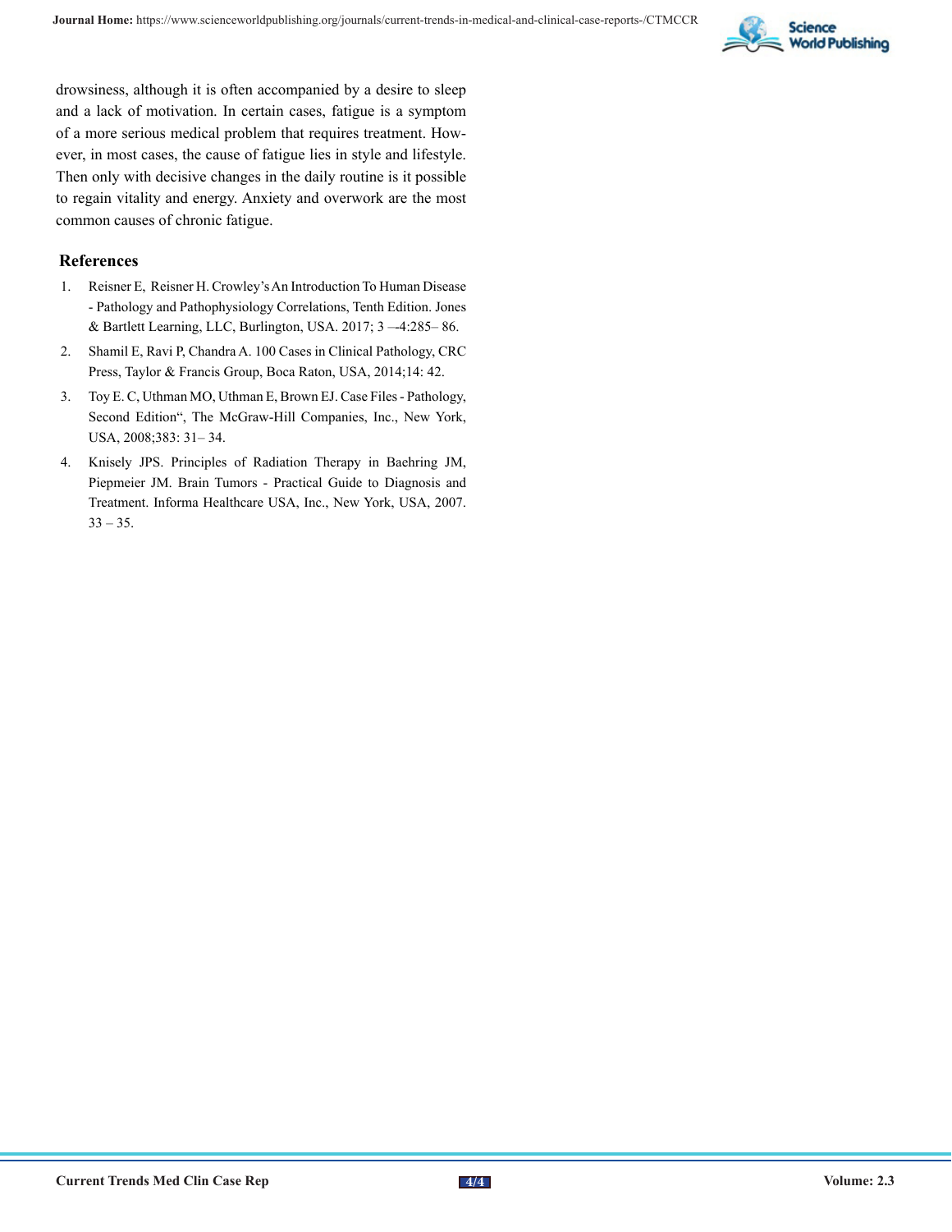drowsiness, although it is often accompanied by a desire to sleep and a lack of motivation. In certain cases, fatigue is a symptom of a more serious medical problem that requires treatment. However, in most cases, the cause of fatigue lies in style and lifestyle. Then only with decisive changes in the daily routine is it possible to regain vitality and energy. Anxiety and overwork are the most common causes of chronic fatigue.

## References

1. Reisner E, Reisner H. Crowley's An Introduction To Human Disease - Pathology and Pathophysiology Correlations, Tenth Edition. Jones & Bartlett Learning, LLC, Burlington, USA. 2017; 3 –-4:285– 86.
2. Shamil E, Ravi P, Chandra A. 100 Cases in Clinical Pathology, CRC Press, Taylor & Francis Group, Boca Raton, USA, 2014;14: 42.
3. Toy E. C, Uthman MO, Uthman E, Brown EJ. Case Files - Pathology, Second Edition", The McGraw-Hill Companies, Inc., New York, USA, 2008;383: 31– 34.
4. Knisely JPS. Principles of Radiation Therapy in Baehring JM, Piepmeier JM. Brain Tumors - Practical Guide to Diagnosis and Treatment. Informa Healthcare USA, Inc., New York, USA, 2007. 33 – 35.